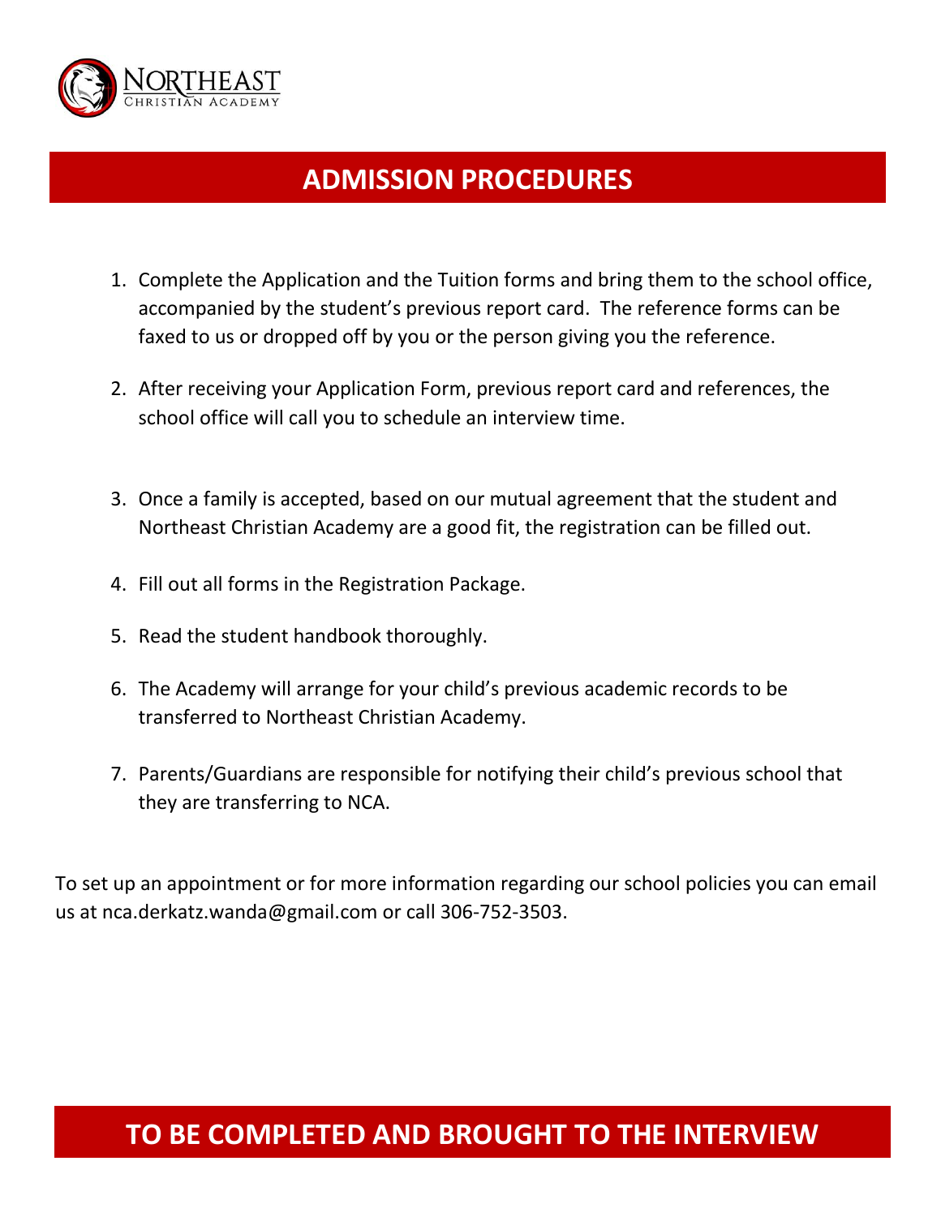NORTHEAST
CHRISTIAN ACADEMY

# ADMISSION PROCEDURES

1. Complete the Application and the Tuition forms and bring them to the school office, accompanied by the student's previous report card. The reference forms can be faxed to us or dropped off by you or the person giving you the reference.

2. After receiving your Application Form, previous report card and references, the school office will call you to schedule an interview time.

3. Once a family is accepted, based on our mutual agreement that the student and Northeast Christian Academy are a good fit, the registration can be filled out.

4. Fill out all forms in the Registration Package.

5. Read the student handbook thoroughly.

6. The Academy will arrange for your child's previous academic records to be transferred to Northeast Christian Academy.

7. Parents/Guardians are responsible for notifying their child's previous school that they are transferring to NCA.

To set up an appointment or for more information regarding our school policies you can email us at nca.derkatz.wanda@gmail.com or call 306-752-3503.

## TO BE COMPLETED AND BROUGHT TO THE INTERVIEW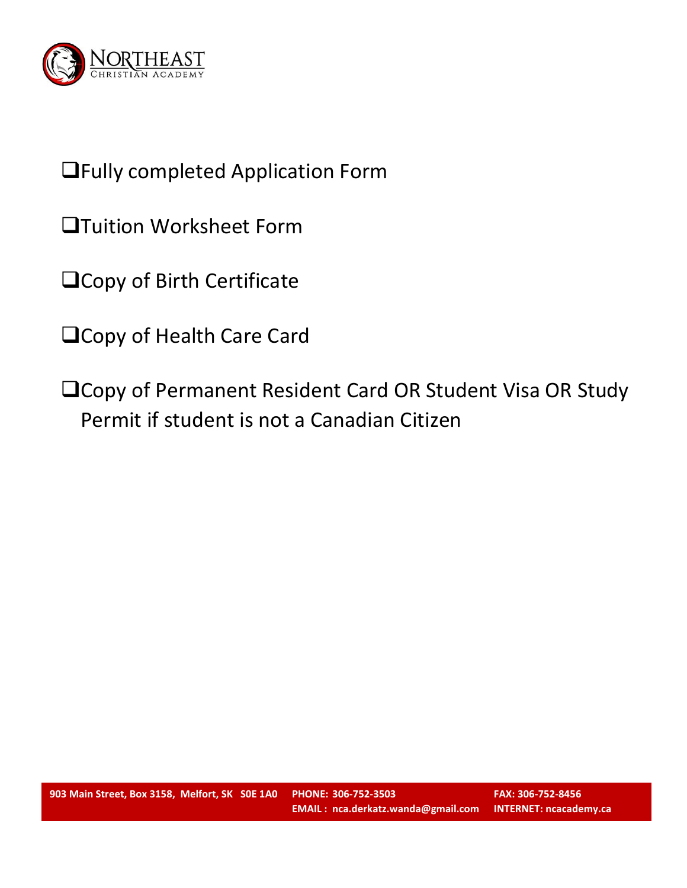- [ ] Fully completed Application Form
- [ ] Tuition Worksheet Form
- [ ] Copy of Birth Certificate
- [ ] Copy of Health Care Card
- [ ] Copy of Permanent Resident Card OR Student Visa OR Study Permit if student is not a Canadian Citizen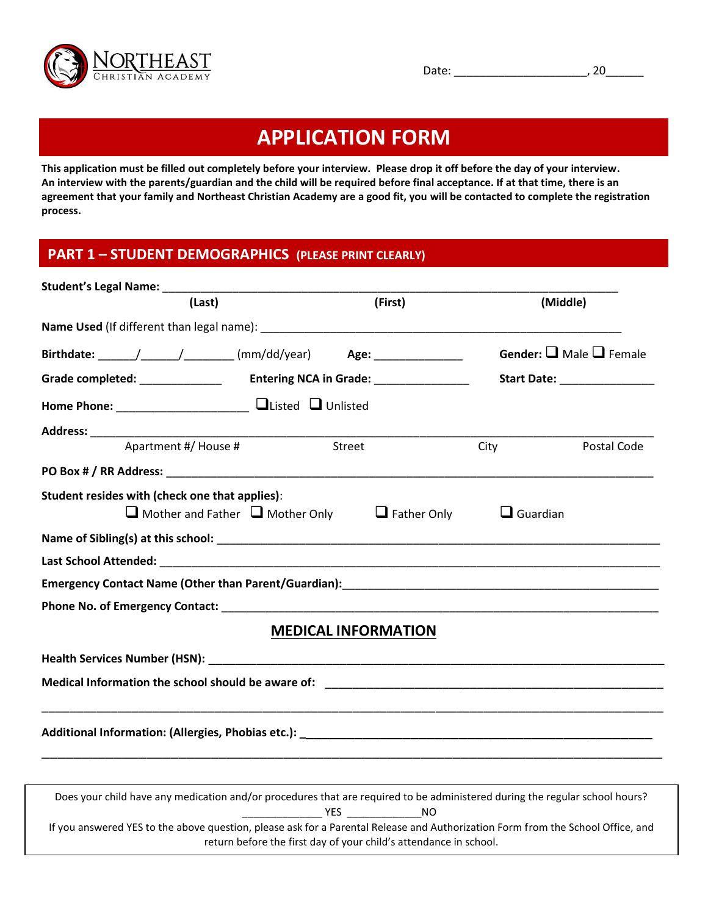NORTHEAST CHRISTIAN ACADEMY

Date: ____________________, 20______

# APPLICATION FORM

**This application must be filled out completely before your interview. Please drop it off before the day of your interview. An interview with the parents/guardian and the child will be required before final acceptance. If at that time, there is an agreement that your family and Northeast Christian Academy are a good fit, you will be contacted to complete the registration process.**

## PART 1 – STUDENT DEMOGRAPHICS (PLEASE PRINT CLEARLY)

**Student's Legal Name:** ______________________________________________________________
**(Last)** **(First)** **(Middle)**

**Name Used** (If different than legal name): ________________________________________________

**Birthdate:** ______/______/________ (mm/dd/year) **Age:** ______________ **Gender:** ❑ Male ❑ Female

**Grade completed:** _____________ **Entering NCA in Grade:** _______________ **Start Date:** _______________

**Home Phone:** ____________________ ❑Listed ❑ Unlisted

**Address:** ______________________________________________________________________
Apartment #/ House # Street City Postal Code

**PO Box # / RR Address:** ______________________________________________________________

**Student resides with (check one that applies)**:
❑ Mother and Father ❑ Mother Only ❑ Father Only ❑ Guardian

**Name of Sibling(s) at this school:** ________________________________________________________

**Last School Attended:** ______________________________________________________________

**Emergency Contact Name (Other than Parent/Guardian):** ___________________________________________

**Phone No. of Emergency Contact:** ________________________________________________________

### MEDICAL INFORMATION

**Health Services Number (HSN):** ________________________________________________________

**Medical Information the school should be aware of:** _______________________________________

______________________________________________________________________________________

**Additional Information: (Allergies, Phobias etc.):** ________________________________________

______________________________________________________________________________________

Does your child have any medication and/or procedures that are required to be administered during the regular school hours?
_____________ YES _____________NO
If you answered YES to the above question, please ask for a Parental Release and Authorization Form from the School Office, and return before the first day of your child's attendance in school.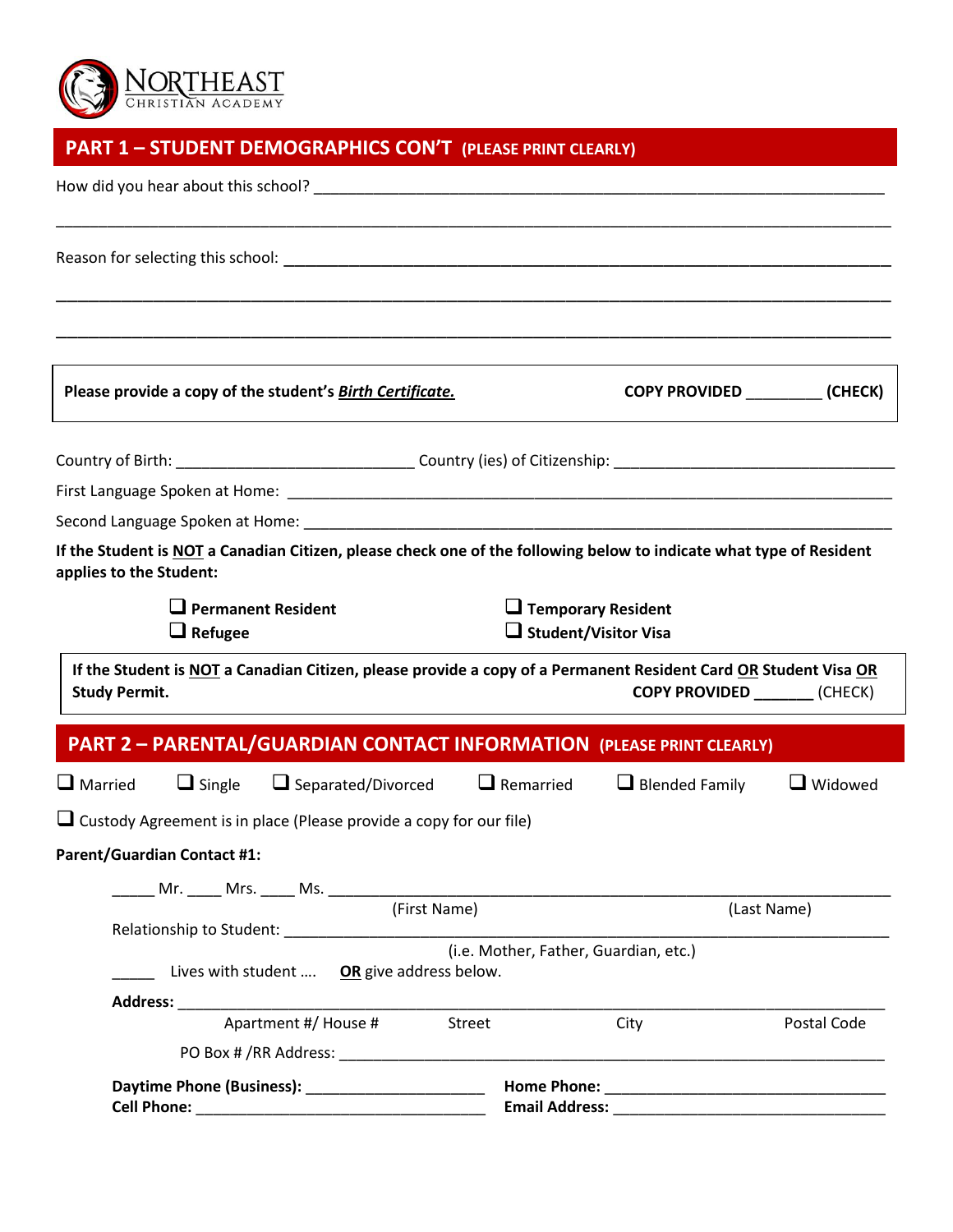NORTHEAST CHRISTIAN ACADEMY

## PART 1 – STUDENT DEMOGRAPHICS CON'T (PLEASE PRINT CLEARLY)

How did you hear about this school? ___________________________________________

______________________________________________________________________

Reason for selecting this school: ______________________________________________

______________________________________________________________________

______________________________________________________________________

**Please provide a copy of the student's _**Birth Certificate.**_** **COPY PROVIDED _________ (CHECK)**

Country of Birth: ____________________________ Country (ies) of Citizenship: ________________________________

First Language Spoken at Home: ____________________________________________________________

Second Language Spoken at Home: __________________________________________________________

**If the Student is NOT a Canadian Citizen, please check one of the following below to indicate what type of Resident applies to the Student:**

- ❑ **Permanent Resident**
- ❑ **Temporary Resident**
- ❑ **Refugee**
- ❑ **Student/Visitor Visa**

**If the Student is NOT a Canadian Citizen, please provide a copy of a Permanent Resident Card OR Student Visa OR Study Permit.** **COPY PROVIDED _______** (CHECK)

## PART 2 – PARENTAL/GUARDIAN CONTACT INFORMATION (PLEASE PRINT CLEARLY)

❑ Married ❑ Single ❑ Separated/Divorced ❑ Remarried ❑ Blended Family ❑ Widowed

❑ Custody Agreement is in place (Please provide a copy for our file)

**Parent/Guardian Contact #1:**

_____ Mr. ____ Mrs. ____ Ms. ____________________________________________________________
(First Name) (Last Name)

Relationship to Student: __________________________________________________________
(i.e. Mother, Father, Guardian, etc.)

_____ Lives with student …. **OR** give address below.

**Address:** ____________________________________________________________________
Apartment #/ House # Street City Postal Code

PO Box # /RR Address: ____________________________________________________________

**Daytime Phone (Business):** _____________________ **Home Phone:** ________________________________

**Cell Phone:** __________________________________ **Email Address:** ______________________________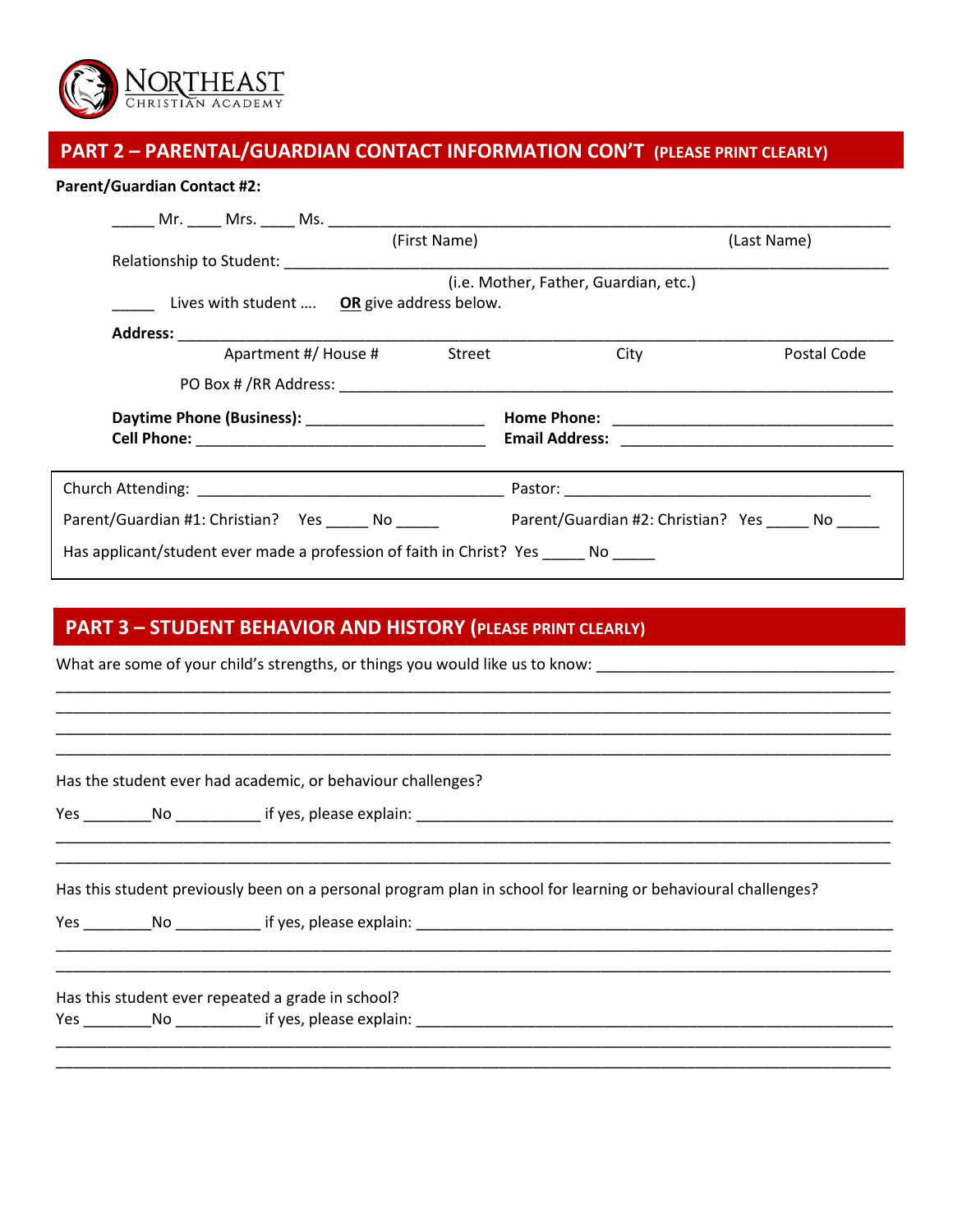NORTHEAST
CHRISTIAN ACADEMY

## PART 2 – PARENTAL/GUARDIAN CONTACT INFORMATION CON'T (PLEASE PRINT CLEARLY)

**Parent/Guardian Contact #2:**

_____ Mr. ____ Mrs. ____ Ms. ______________________________________________________________

(First Name) (Last Name)

Relationship to Student: ______________________________________________________________

(i.e. Mother, Father, Guardian, etc.)

_____ Lives with student .... **OR** give address below.

**Address:** ______________________________________________________________

Apartment #/ House # Street City Postal Code

PO Box # /RR Address: ______________________________________________________________

**Daytime Phone (Business):** ______________________ **Home Phone:** ______________________

**Cell Phone:** ______________________ **Email Address:** ______________________

Church Attending: ______________________ Pastor: ______________________

Parent/Guardian #1: Christian? Yes _____ No _____ Parent/Guardian #2: Christian? Yes _____ No _____

Has applicant/student ever made a profession of faith in Christ? Yes _____ No _____

## PART 3 – STUDENT BEHAVIOR AND HISTORY (PLEASE PRINT CLEARLY)

What are some of your child's strengths, or things you would like us to know: ______________________

______________________________________________________________

______________________________________________________________

______________________________________________________________

______________________________________________________________

Has the student ever had academic, or behaviour challenges?

Yes ________No __________ if yes, please explain: ______________________________________________

______________________________________________________________

______________________________________________________________

Has this student previously been on a personal program plan in school for learning or behavioural challenges?

Yes ________No __________ if yes, please explain: ______________________________________________

______________________________________________________________

______________________________________________________________

Has this student ever repeated a grade in school?

Yes ________No __________ if yes, please explain: ______________________________________________

______________________________________________________________

______________________________________________________________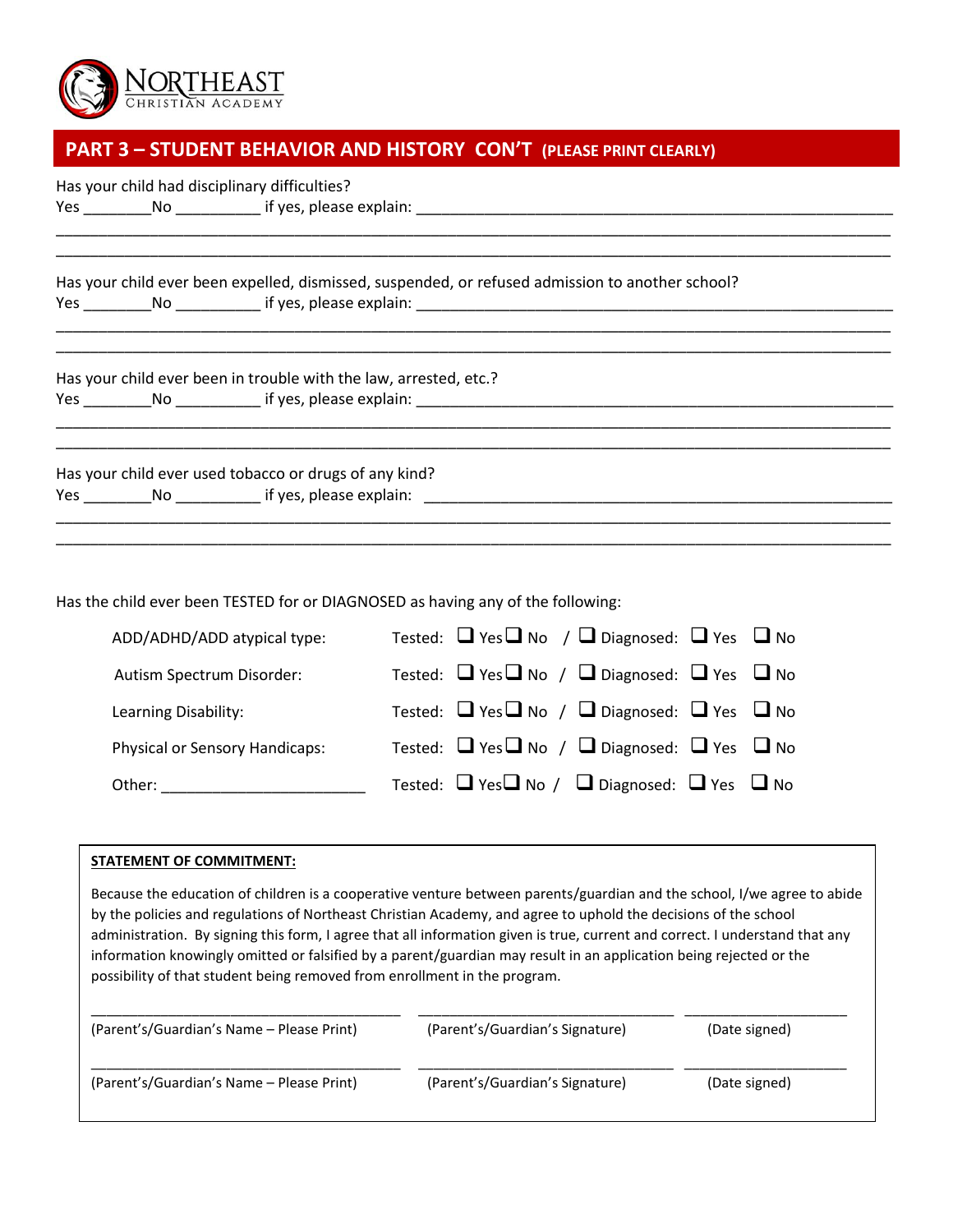NORTHEAST
CHRISTIAN ACADEMY

## PART 3 – STUDENT BEHAVIOR AND HISTORY CON'T (PLEASE PRINT CLEARLY)

Has your child had disciplinary difficulties?
Yes ________No __________ if yes, please explain: ________________________________________________________

________________________________________________________________________________________________

________________________________________________________________________________________________

Has your child ever been expelled, dismissed, suspended, or refused admission to another school?
Yes ________No __________ if yes, please explain: ________________________________________________________

________________________________________________________________________________________________

________________________________________________________________________________________________

Has your child ever been in trouble with the law, arrested, etc.?
Yes ________No __________ if yes, please explain: ________________________________________________________

________________________________________________________________________________________________

________________________________________________________________________________________________

Has your child ever used tobacco or drugs of any kind?
Yes ________No __________ if yes, please explain: ________________________________________________________

________________________________________________________________________________________________

________________________________________________________________________________________________

Has the child ever been TESTED for or DIAGNOSED as having any of the following:

| | |
|---|---|
| ADD/ADHD/ADD atypical type: | Tested: ❑ Yes ❑ No / ❑ Diagnosed: ❑ Yes ❑ No |
| Autism Spectrum Disorder: | Tested: ❑ Yes ❑ No / ❑ Diagnosed: ❑ Yes ❑ No |
| Learning Disability: | Tested: ❑ Yes ❑ No / ❑ Diagnosed: ❑ Yes ❑ No |
| Physical or Sensory Handicaps: | Tested: ❑ Yes ❑ No / ❑ Diagnosed: ❑ Yes ❑ No |
| Other: ________________________ | Tested: ❑ Yes ❑ No / ❑ Diagnosed: ❑ Yes ❑ No |

**STATEMENT OF COMMITMENT:**

Because the education of children is a cooperative venture between parents/guardian and the school, I/we agree to abide by the policies and regulations of Northeast Christian Academy, and agree to uphold the decisions of the school administration. By signing this form, I agree that all information given is true, current and correct. I understand that any information knowingly omitted or falsified by a parent/guardian may result in an application being rejected or the possibility of that student being removed from enrollment in the program.

| | | |
|---|---|---|
| ______________________________ | ______________________________ | ____________________ |
| (Parent's/Guardian's Name – Please Print) | (Parent's/Guardian's Signature) | (Date signed) |
| ______________________________ | ______________________________ | ____________________ |
| (Parent's/Guardian's Name – Please Print) | (Parent's/Guardian's Signature) | (Date signed) |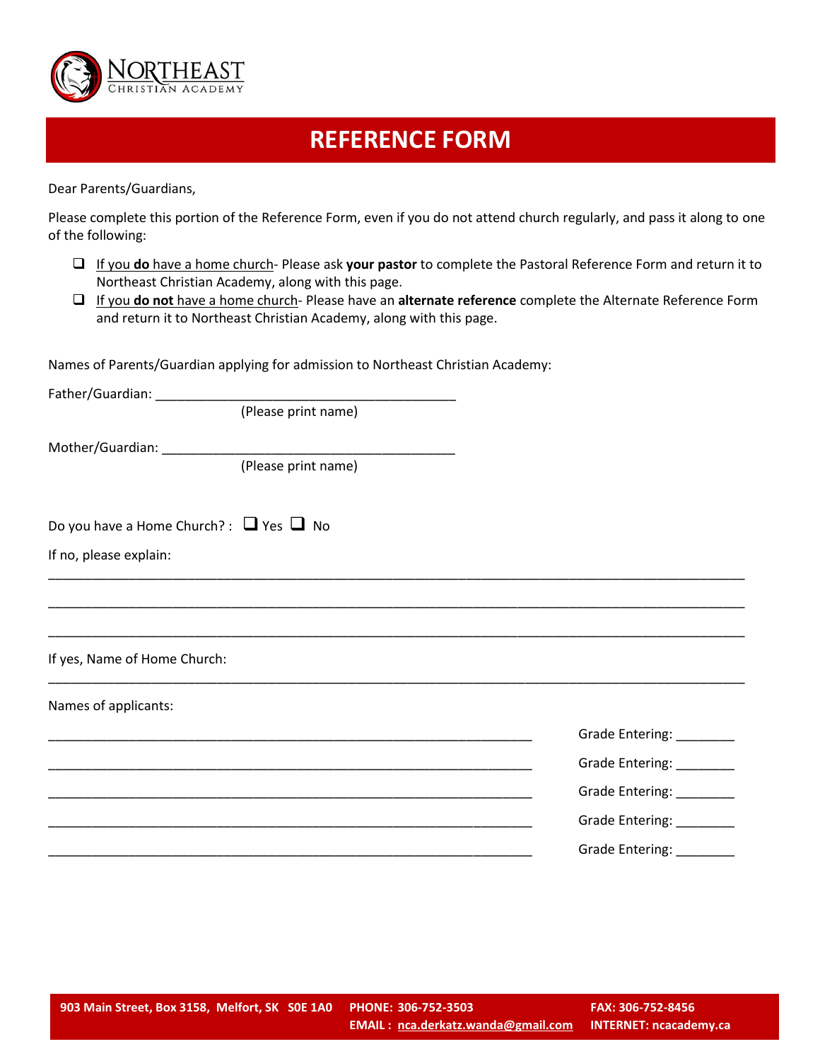NORTHEAST
CHRISTIAN ACADEMY

# REFERENCE FORM

Dear Parents/Guardians,

Please complete this portion of the Reference Form, even if you do not attend church regularly, and pass it along to one of the following:

- ☐ <u>If you **do** have a home church</u>- Please ask **your pastor** to complete the Pastoral Reference Form and return it to Northeast Christian Academy, along with this page.
- ☐ <u>If you **do not** have a home church</u>- Please have an **alternate reference** complete the Alternate Reference Form and return it to Northeast Christian Academy, along with this page.

Names of Parents/Guardian applying for admission to Northeast Christian Academy:

Father/Guardian: ___________________________________________
(Please print name)

Mother/Guardian: __________________________________________
(Please print name)

Do you have a Home Church? : ☐ Yes ☐ No

If no, please explain:

____________________________________________________________________________________________________

____________________________________________________________________________________________________

____________________________________________________________________________________________________

If yes, Name of Home Church:

____________________________________________________________________________________________________

Names of applicants:

______________________________________________________________________ Grade Entering: ________

______________________________________________________________________ Grade Entering: ________

______________________________________________________________________ Grade Entering: ________

______________________________________________________________________ Grade Entering: ________

______________________________________________________________________ Grade Entering: ________

**903 Main Street, Box 3158, Melfort, SK S0E 1A0** **PHONE: 306-752-3503** **FAX: 306-752-8456**
**EMAIL : nca.derkatz.wanda@gmail.com** **INTERNET: ncacademy.ca**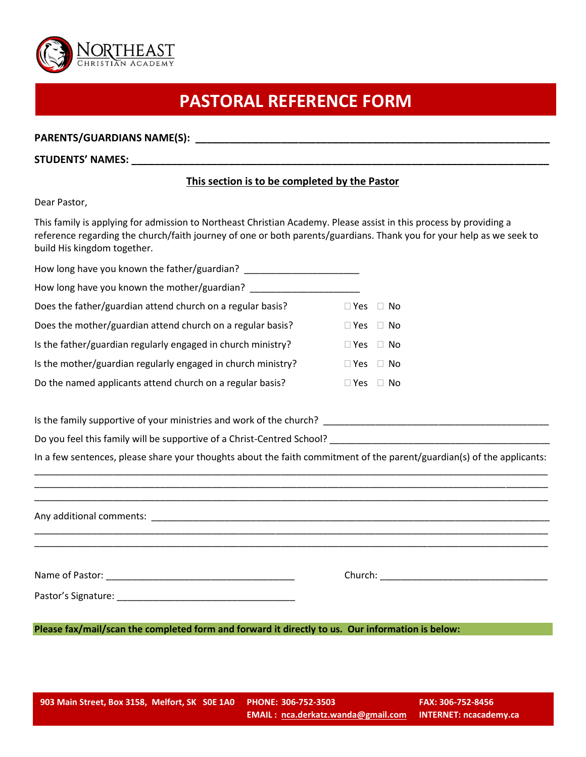NORTHEAST
CHRISTIAN ACADEMY

# PASTORAL REFERENCE FORM

**PARENTS/GUARDIANS NAME(S): ____________________________________________________________**

**STUDENTS' NAMES: ____________________________________________________________________**

**<u>This section is to be completed by the Pastor</u>**

Dear Pastor,

This family is applying for admission to Northeast Christian Academy. Please assist in this process by providing a reference regarding the church/faith journey of one or both parents/guardians. Thank you for your help as we seek to build His kingdom together.

How long have you known the father/guardian? ______________________

How long have you known the mother/guardian? ______________________

Does the father/guardian attend church on a regular basis? ☐ Yes ☐ No

Does the mother/guardian attend church on a regular basis? ☐ Yes ☐ No

Is the father/guardian regularly engaged in church ministry? ☐ Yes ☐ No

Is the mother/guardian regularly engaged in church ministry? ☐ Yes ☐ No

Do the named applicants attend church on a regular basis? ☐ Yes ☐ No

Is the family supportive of your ministries and work of the church? ____________________________________________

Do you feel this family will be supportive of a Christ-Centred School? __________________________________________

In a few sentences, please share your thoughts about the faith commitment of the parent/guardian(s) of the applicants:

____________________________________________________________________________________________________

____________________________________________________________________________________________________

____________________________________________________________________________________________________

Any additional comments: ______________________________________________________________________________

____________________________________________________________________________________________________

____________________________________________________________________________________________________

Name of Pastor: ____________________________________ Church: ________________________________

Pastor's Signature: __________________________________

**Please fax/mail/scan the completed form and forward it directly to us. Our information is below:**

**903 Main Street, Box 3158, Melfort, SK S0E 1A0**
**PHONE: 306-752-3503**
**EMAIL : nca.derkatz.wanda@gmail.com**
**FAX: 306-752-8456**
**INTERNET: ncacademy.ca**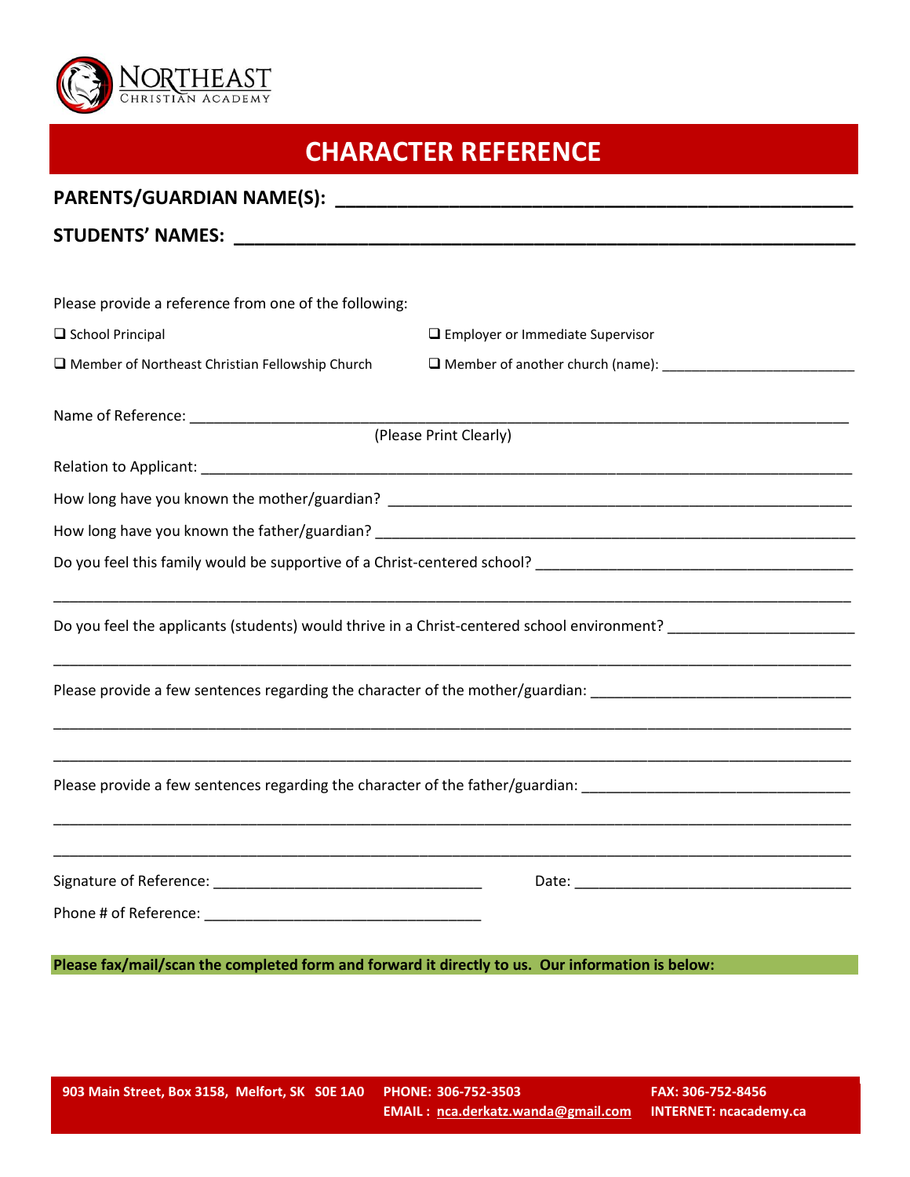NORTHEAST CHRISTIAN ACADEMY

# CHARACTER REFERENCE

**PARENTS/GUARDIAN NAME(S): ______________________________________________**

**STUDENTS' NAMES: ______________________________________________________**

Please provide a reference from one of the following:

- ❑ School Principal
- ❑ Employer or Immediate Supervisor
- ❑ Member of Northeast Christian Fellowship Church
- ❑ Member of another church (name): ________________________

Name of Reference: ______________________________________________________________
(Please Print Clearly)

Relation to Applicant: ______________________________________________________________

How long have you known the mother/guardian? ____________________________________________

How long have you known the father/guardian? ____________________________________________

Do you feel this family would be supportive of a Christ-centered school? ______________________________

______________________________________________________________________________

Do you feel the applicants (students) would thrive in a Christ-centered school environment? ________________

______________________________________________________________________________

Please provide a few sentences regarding the character of the mother/guardian: ________________________

______________________________________________________________________________

______________________________________________________________________________

Please provide a few sentences regarding the character of the father/guardian: ________________________

______________________________________________________________________________

______________________________________________________________________________

Signature of Reference: ________________________________ Date: ________________________________

Phone # of Reference: ________________________________

**Please fax/mail/scan the completed form and forward it directly to us. Our information is below:**

**903 Main Street, Box 3158, Melfort, SK S0E 1A0** **PHONE: 306-752-3503** **FAX: 306-752-8456**
**EMAIL: nca.derkatz.wanda@gmail.com** **INTERNET: ncacademy.ca**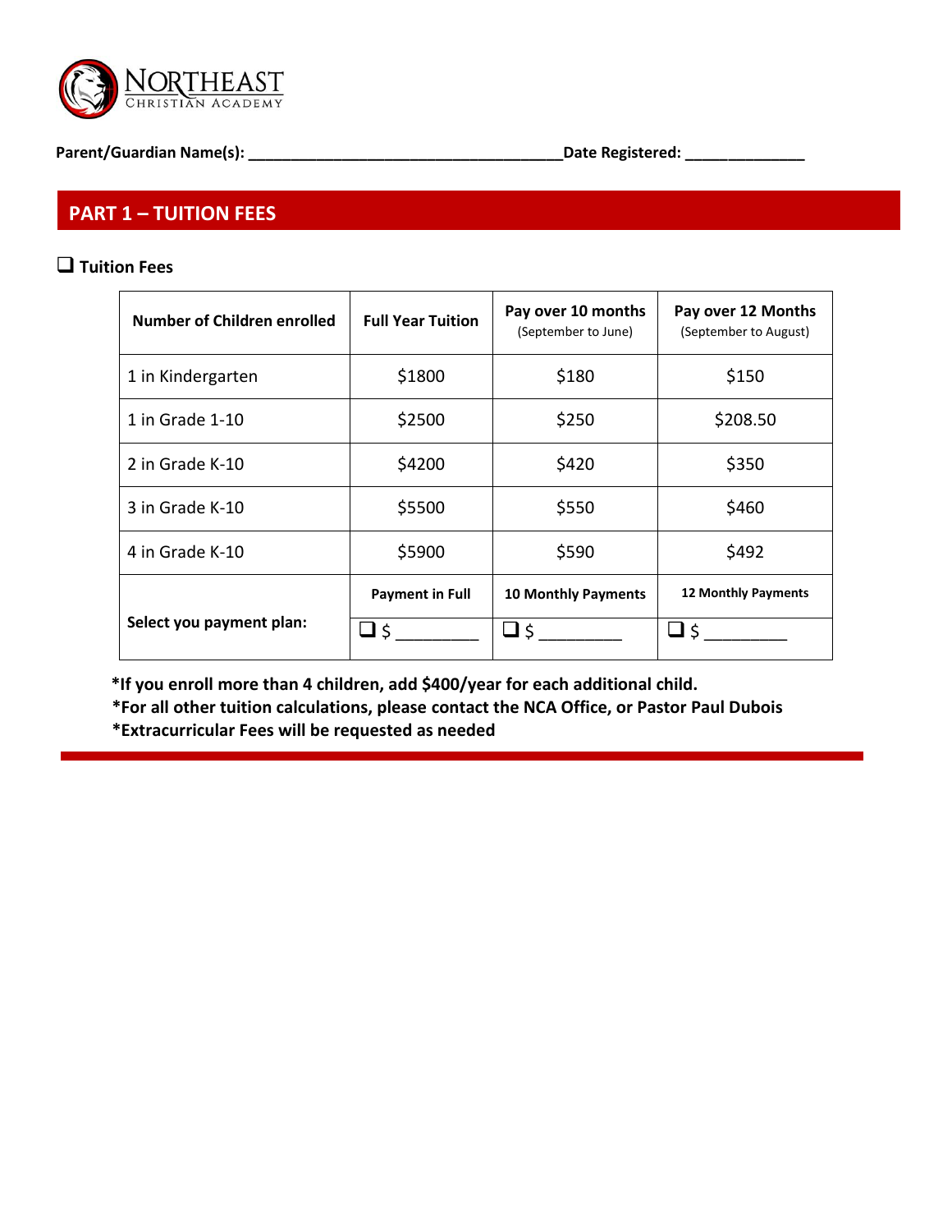**NORTHEAST**
CHRISTIAN ACADEMY

**Parent/Guardian Name(s): ___________________________________Date Registered: _____________**

## PART 1 – TUITION FEES

❑ **Tuition Fees**

| **Number of Children enrolled** | **Full Year Tuition** | **Pay over 10 months** (September to June) | **Pay over 12 Months** (September to August) |
|---|---|---|---|
| 1 in Kindergarten | $1800 | $180 | $150 |
| 1 in Grade 1-10 | $2500 | $250 | $208.50 |
| 2 in Grade K-10 | $4200 | $420 | $350 |
| 3 in Grade K-10 | $5500 | $550 | $460 |
| 4 in Grade K-10 | $5900 | $590 | $492 |
| **Select you payment plan:** | **Payment in Full** | **10 Monthly Payments** | **12 Monthly Payments** |
| | ❑ $ _________ | ❑ $ _________ | ❑ $ _________ |

**\*If you enroll more than 4 children, add $400/year for each additional child.**
**\*For all other tuition calculations, please contact the NCA Office, or Pastor Paul Dubois**
**\*Extracurricular Fees will be requested as needed**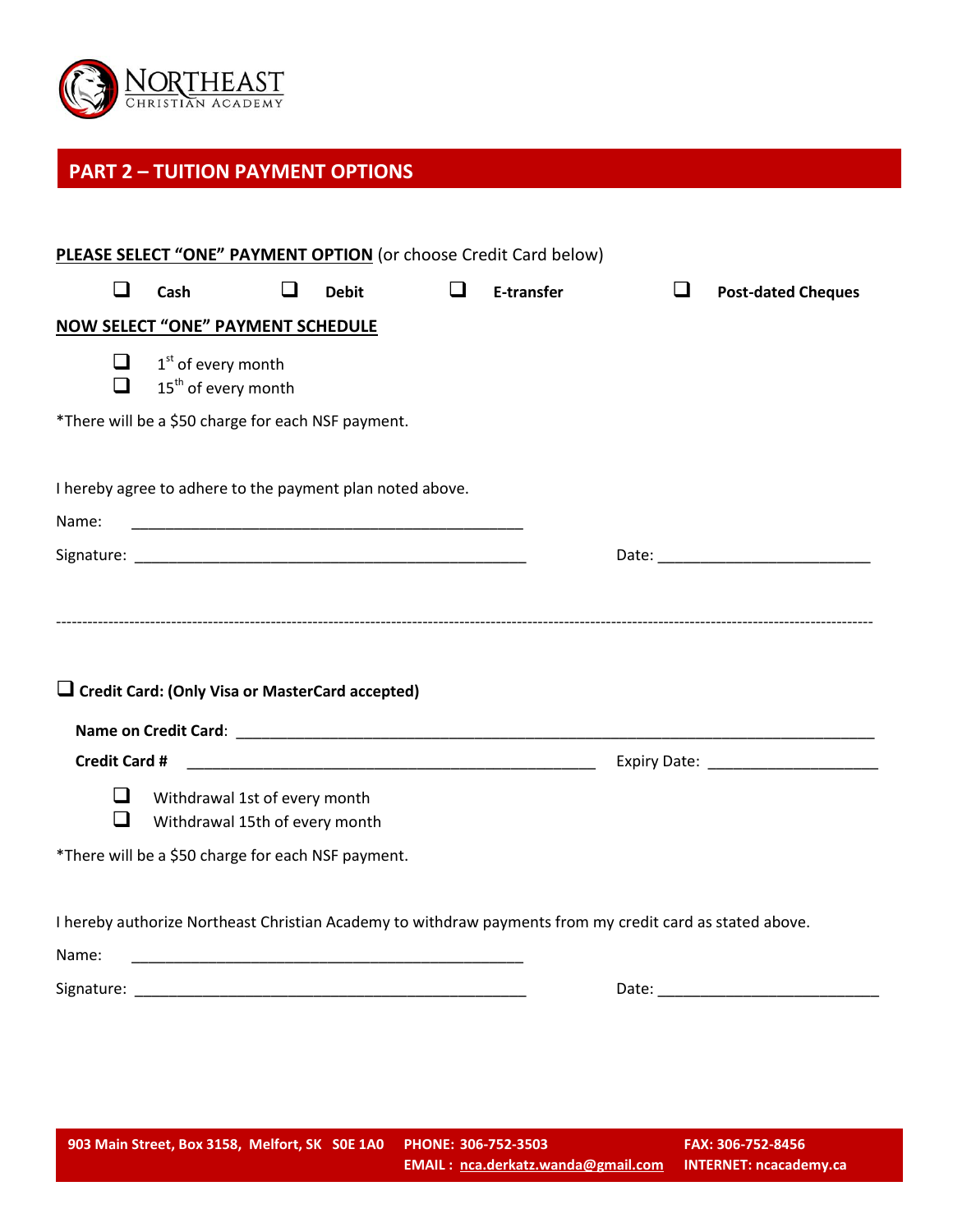NORTHEAST
CHRISTIAN ACADEMY

## PART 2 – TUITION PAYMENT OPTIONS

**PLEASE SELECT "ONE" PAYMENT OPTION** (or choose Credit Card below)

- ☐ **Cash**
- ☐ **Debit**
- ☐ **E-transfer**
- ☐ **Post-dated Cheques**

**NOW SELECT "ONE" PAYMENT SCHEDULE**

- ☐ 1st of every month
- ☐ 15th of every month

*There will be a $50 charge for each NSF payment.

I hereby agree to adhere to the payment plan noted above.

Name: ____________________________________________

Signature: ____________________________________________ Date: ________________________

---

☐ **Credit Card: (Only Visa or MasterCard accepted)**

**Name on Credit Card**: ____________________________________________________________________________

**Credit Card #** ______________________________________________ Expiry Date: ___________________

- ☐ Withdrawal 1st of every month
- ☐ Withdrawal 15th of every month

*There will be a $50 charge for each NSF payment.

I hereby authorize Northeast Christian Academy to withdraw payments from my credit card as stated above.

Name: ____________________________________________

Signature: ____________________________________________ Date: ________________________

903 Main Street, Box 3158, Melfort, SK S0E 1A0 PHONE: 306-752-3503 FAX: 306-752-8456
EMAIL : nca.derkatz.wanda@gmail.com INTERNET: ncacademy.ca